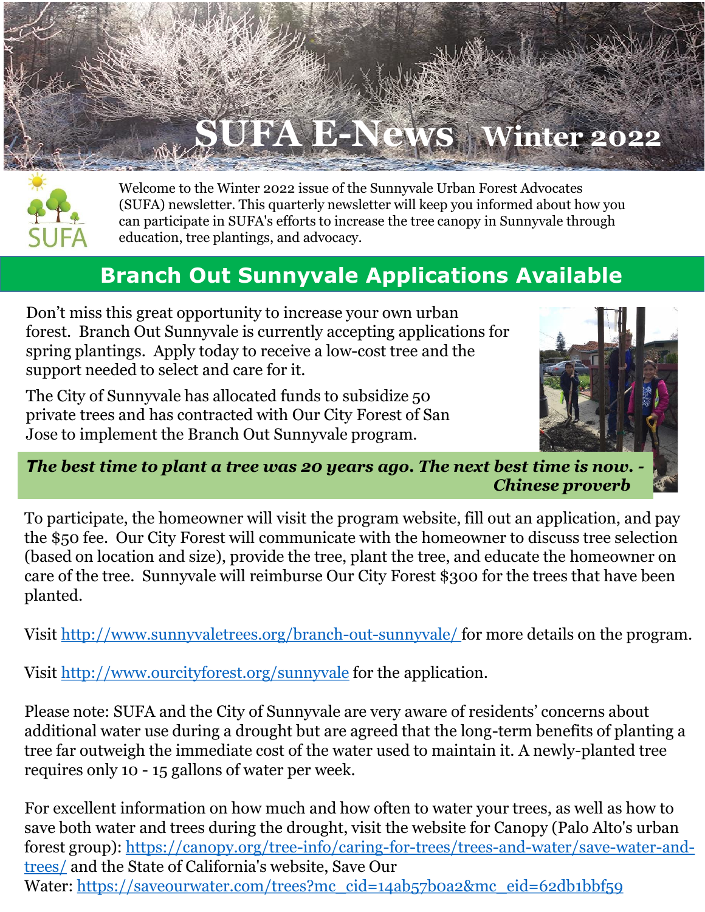# SUFA E-News Winter 2022

Welcome to the Winter 2022 issue of the Sunnyvale Urban Forest Advocates (SUFA) newsletter. This quarterly newsletter will keep you informed about how you can participate in SUFA's efforts to increase the tree canopy in Sunnyvale through education, tree plantings, and advocacy.

## Branch Out Sunnyvale Applications Available

Don't miss this great opportunity to increase your own urban forest. Branch Out Sunnyvale is currently accepting applications for spring plantings. Apply today to receive a low-cost tree and the support needed to select and care for it.

The City of Sunnyvale has allocated funds to subsidize 50 private trees and has contracted with Our City Forest of San Jose to implement the Branch Out Sunnyvale program.

***The best time to plant a tree was 20 years ago. The next best time is now. - Chinese proverb***

To participate, the homeowner will visit the program website, fill out an application, and pay the $50 fee. Our City Forest will communicate with the homeowner to discuss tree selection (based on location and size), provide the tree, plant the tree, and educate the homeowner on care of the tree. Sunnyvale will reimburse Our City Forest $300 for the trees that have been planted.

Visit http://www.sunnyvaletrees.org/branch-out-sunnyvale/ for more details on the program.

Visit http://www.ourcityforest.org/sunnyvale for the application.

Please note: SUFA and the City of Sunnyvale are very aware of residents' concerns about additional water use during a drought but are agreed that the long-term benefits of planting a tree far outweigh the immediate cost of the water used to maintain it. A newly-planted tree requires only 10 - 15 gallons of water per week.

For excellent information on how much and how often to water your trees, as well as how to save both water and trees during the drought, visit the website for Canopy (Palo Alto's urban forest group): https://canopy.org/tree-info/caring-for-trees/trees-and-water/save-water-and-trees/ and the State of California's website, Save Our Water: https://saveourwater.com/trees?mc_cid=14ab57b0a2&mc_eid=62db1bbf59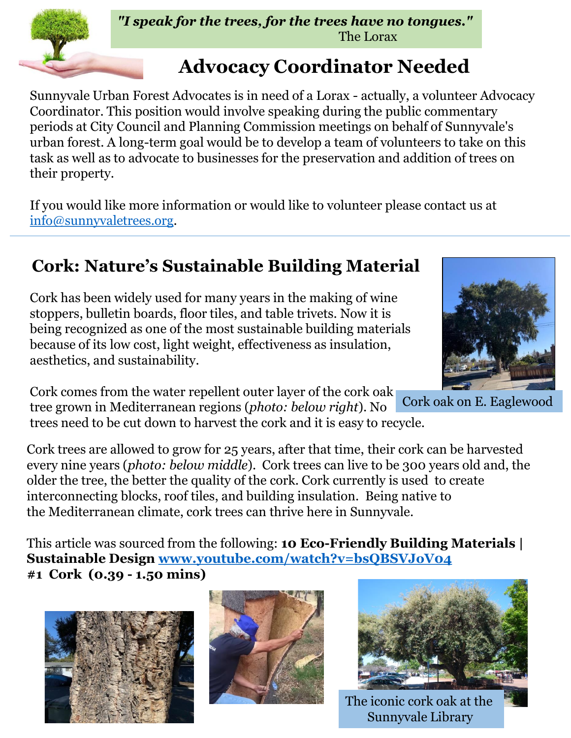*"I speak for the trees, for the trees have no tongues."*
The Lorax

# Advocacy Coordinator Needed

Sunnyvale Urban Forest Advocates is in need of a Lorax - actually, a volunteer Advocacy Coordinator. This position would involve speaking during the public commentary periods at City Council and Planning Commission meetings on behalf of Sunnyvale's urban forest. A long-term goal would be to develop a team of volunteers to take on this task as well as to advocate to businesses for the preservation and addition of trees on their property.

If you would like more information or would like to volunteer please contact us at [info@sunnyvaletrees.org](mailto:info@sunnyvaletrees.org).

---

## Cork: Nature's Sustainable Building Material

Cork has been widely used for many years in the making of wine stoppers, bulletin boards, floor tiles, and table trivets. Now it is being recognized as one of the most sustainable building materials because of its low cost, light weight, effectiveness as insulation, aesthetics, and sustainability.

Cork oak on E. Eaglewood

Cork comes from the water repellent outer layer of the cork oak tree grown in Mediterranean regions (*photo: below right*). No trees need to be cut down to harvest the cork and it is easy to recycle.

Cork trees are allowed to grow for 25 years, after that time, their cork can be harvested every nine years (*photo: below middle*). Cork trees can live to be 300 years old and, the older the tree, the better the quality of the cork. Cork currently is used to create interconnecting blocks, roof tiles, and building insulation. Being native to the Mediterranean climate, cork trees can thrive here in Sunnyvale.

This article was sourced from the following: **10 Eco-Friendly Building Materials | Sustainable Design [www.youtube.com/watch?v=bsQBSVJoV04](https://www.youtube.com/watch?v=bsQBSVJoV04)**
**#1 Cork (0.39 - 1.50 mins)**

The iconic cork oak at the Sunnyvale Library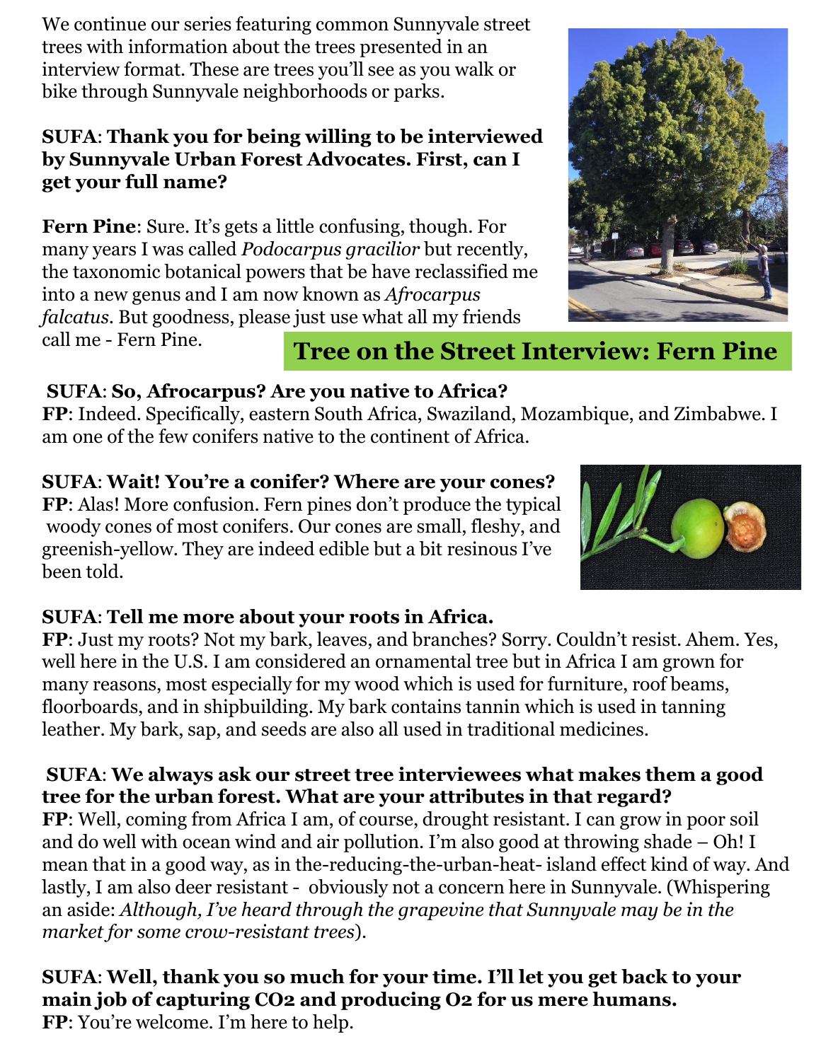## Tree on the Street Interview: Fern Pine

We continue our series featuring common Sunnyvale street trees with information about the trees presented in an interview format. These are trees you'll see as you walk or bike through Sunnyvale neighborhoods or parks.

**SUFA**: **Thank you for being willing to be interviewed by Sunnyvale Urban Forest Advocates. First, can I get your full name?**

**Fern Pine**: Sure. It's gets a little confusing, though. For many years I was called *Podocarpus gracilior* but recently, the taxonomic botanical powers that be have reclassified me into a new genus and I am now known as *Afrocarpus falcatus*. But goodness, please just use what all my friends call me - Fern Pine.

**SUFA**: **So, Afrocarpus? Are you native to Africa?**
**FP**: Indeed. Specifically, eastern South Africa, Swaziland, Mozambique, and Zimbabwe. I am one of the few conifers native to the continent of Africa.

**SUFA**: **Wait! You're a conifer? Where are your cones?**
**FP**: Alas! More confusion. Fern pines don't produce the typical woody cones of most conifers. Our cones are small, fleshy, and greenish-yellow. They are indeed edible but a bit resinous I've been told.

**SUFA**: **Tell me more about your roots in Africa.**
**FP**: Just my roots? Not my bark, leaves, and branches? Sorry. Couldn't resist. Ahem. Yes, well here in the U.S. I am considered an ornamental tree but in Africa I am grown for many reasons, most especially for my wood which is used for furniture, roof beams, floorboards, and in shipbuilding. My bark contains tannin which is used in tanning leather. My bark, sap, and seeds are also all used in traditional medicines.

**SUFA**: **We always ask our street tree interviewees what makes them a good tree for the urban forest. What are your attributes in that regard?**
**FP**: Well, coming from Africa I am, of course, drought resistant. I can grow in poor soil and do well with ocean wind and air pollution. I'm also good at throwing shade – Oh! I mean that in a good way, as in the-reducing-the-urban-heat- island effect kind of way. And lastly, I am also deer resistant - obviously not a concern here in Sunnyvale. (Whispering an aside: *Although, I've heard through the grapevine that Sunnyvale may be in the market for some crow-resistant trees*).

**SUFA**: **Well, thank you so much for your time. I'll let you get back to your main job of capturing $CO_2$ and producing $O_2$ for us mere humans.**
**FP**: You're welcome. I'm here to help.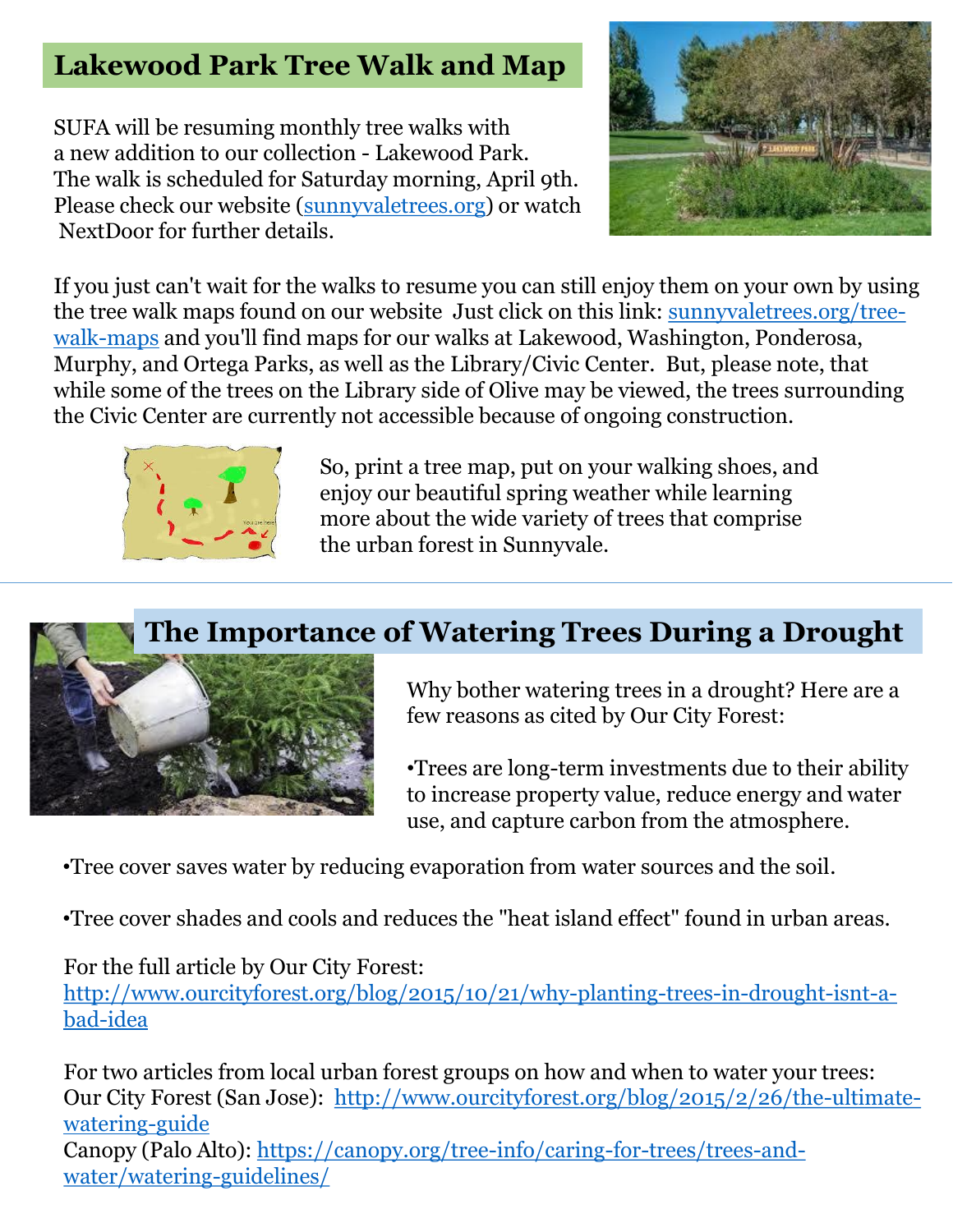## Lakewood Park Tree Walk and Map

SUFA will be resuming monthly tree walks with a new addition to our collection - Lakewood Park. The walk is scheduled for Saturday morning, April 9th. Please check our website (sunnyvaletrees.org) or watch NextDoor for further details.

If you just can't wait for the walks to resume you can still enjoy them on your own by using the tree walk maps found on our website Just click on this link: sunnyvaletrees.org/tree-walk-maps and you'll find maps for our walks at Lakewood, Washington, Ponderosa, Murphy, and Ortega Parks, as well as the Library/Civic Center. But, please note, that while some of the trees on the Library side of Olive may be viewed, the trees surrounding the Civic Center are currently not accessible because of ongoing construction.

So, print a tree map, put on your walking shoes, and enjoy our beautiful spring weather while learning more about the wide variety of trees that comprise the urban forest in Sunnyvale.

---

## The Importance of Watering Trees During a Drought

Why bother watering trees in a drought? Here are a few reasons as cited by Our City Forest:

•Trees are long-term investments due to their ability to increase property value, reduce energy and water use, and capture carbon from the atmosphere.

•Tree cover saves water by reducing evaporation from water sources and the soil.

•Tree cover shades and cools and reduces the "heat island effect" found in urban areas.

For the full article by Our City Forest:
http://www.ourcityforest.org/blog/2015/10/21/why-planting-trees-in-drought-isnt-a-bad-idea

For two articles from local urban forest groups on how and when to water your trees:
Our City Forest (San Jose): http://www.ourcityforest.org/blog/2015/2/26/the-ultimate-watering-guide
Canopy (Palo Alto): https://canopy.org/tree-info/caring-for-trees/trees-and-water/watering-guidelines/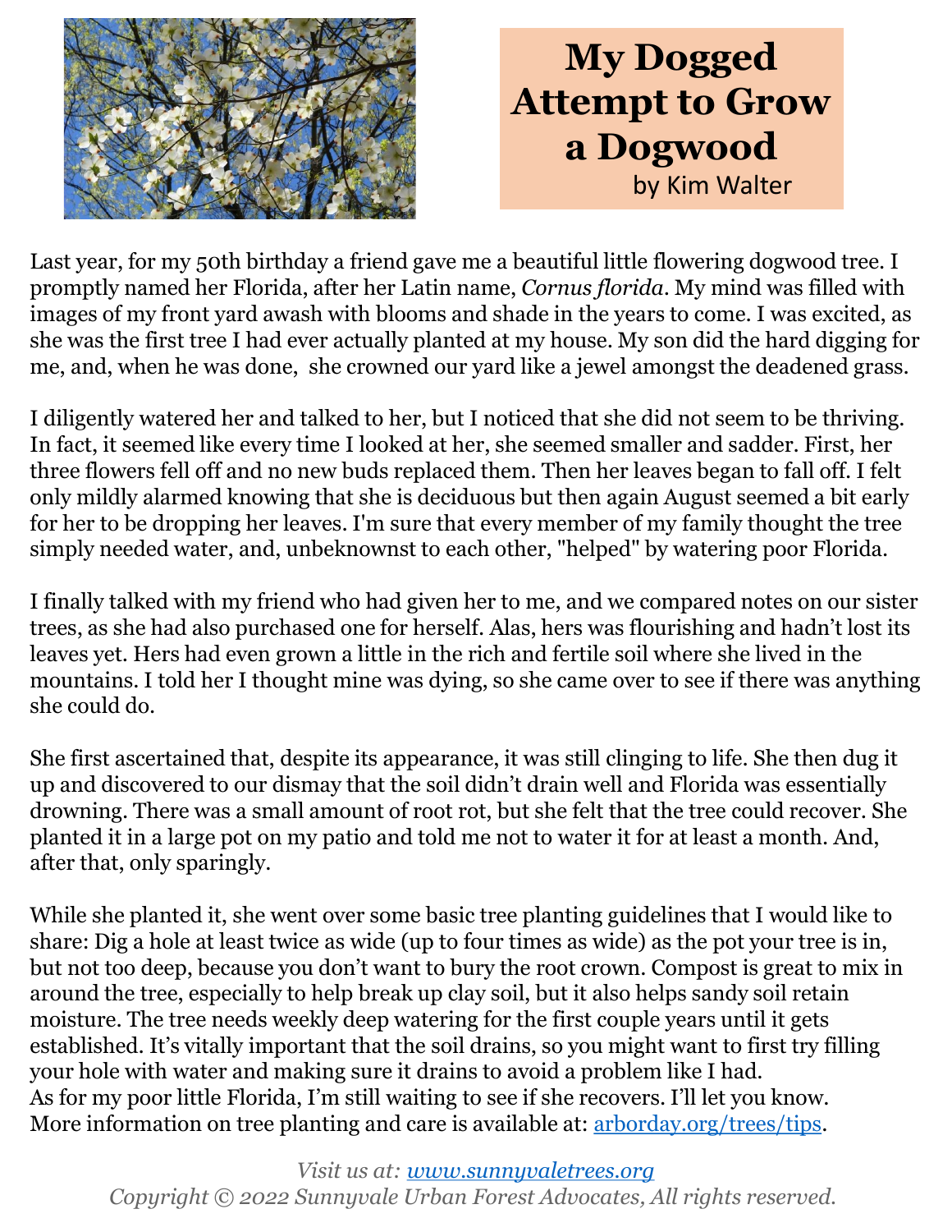# My Dogged Attempt to Grow a Dogwood

by Kim Walter

Last year, for my 50th birthday a friend gave me a beautiful little flowering dogwood tree. I promptly named her Florida, after her Latin name, *Cornus florida*. My mind was filled with images of my front yard awash with blooms and shade in the years to come. I was excited, as she was the first tree I had ever actually planted at my house. My son did the hard digging for me, and, when he was done, she crowned our yard like a jewel amongst the deadened grass.

I diligently watered her and talked to her, but I noticed that she did not seem to be thriving. In fact, it seemed like every time I looked at her, she seemed smaller and sadder. First, her three flowers fell off and no new buds replaced them. Then her leaves began to fall off. I felt only mildly alarmed knowing that she is deciduous but then again August seemed a bit early for her to be dropping her leaves. I'm sure that every member of my family thought the tree simply needed water, and, unbeknownst to each other, "helped" by watering poor Florida.

I finally talked with my friend who had given her to me, and we compared notes on our sister trees, as she had also purchased one for herself. Alas, hers was flourishing and hadn't lost its leaves yet. Hers had even grown a little in the rich and fertile soil where she lived in the mountains. I told her I thought mine was dying, so she came over to see if there was anything she could do.

She first ascertained that, despite its appearance, it was still clinging to life. She then dug it up and discovered to our dismay that the soil didn't drain well and Florida was essentially drowning. There was a small amount of root rot, but she felt that the tree could recover. She planted it in a large pot on my patio and told me not to water it for at least a month. And, after that, only sparingly.

While she planted it, she went over some basic tree planting guidelines that I would like to share: Dig a hole at least twice as wide (up to four times as wide) as the pot your tree is in, but not too deep, because you don't want to bury the root crown. Compost is great to mix in around the tree, especially to help break up clay soil, but it also helps sandy soil retain moisture. The tree needs weekly deep watering for the first couple years until it gets established. It's vitally important that the soil drains, so you might want to first try filling your hole with water and making sure it drains to avoid a problem like I had.
As for my poor little Florida, I'm still waiting to see if she recovers. I'll let you know.
More information on tree planting and care is available at: [arborday.org/trees/tips](arborday.org/trees/tips).

*Visit us at: [www.sunnyvaletrees.org](www.sunnyvaletrees.org)*
*Copyright © 2022 Sunnyvale Urban Forest Advocates, All rights reserved.*